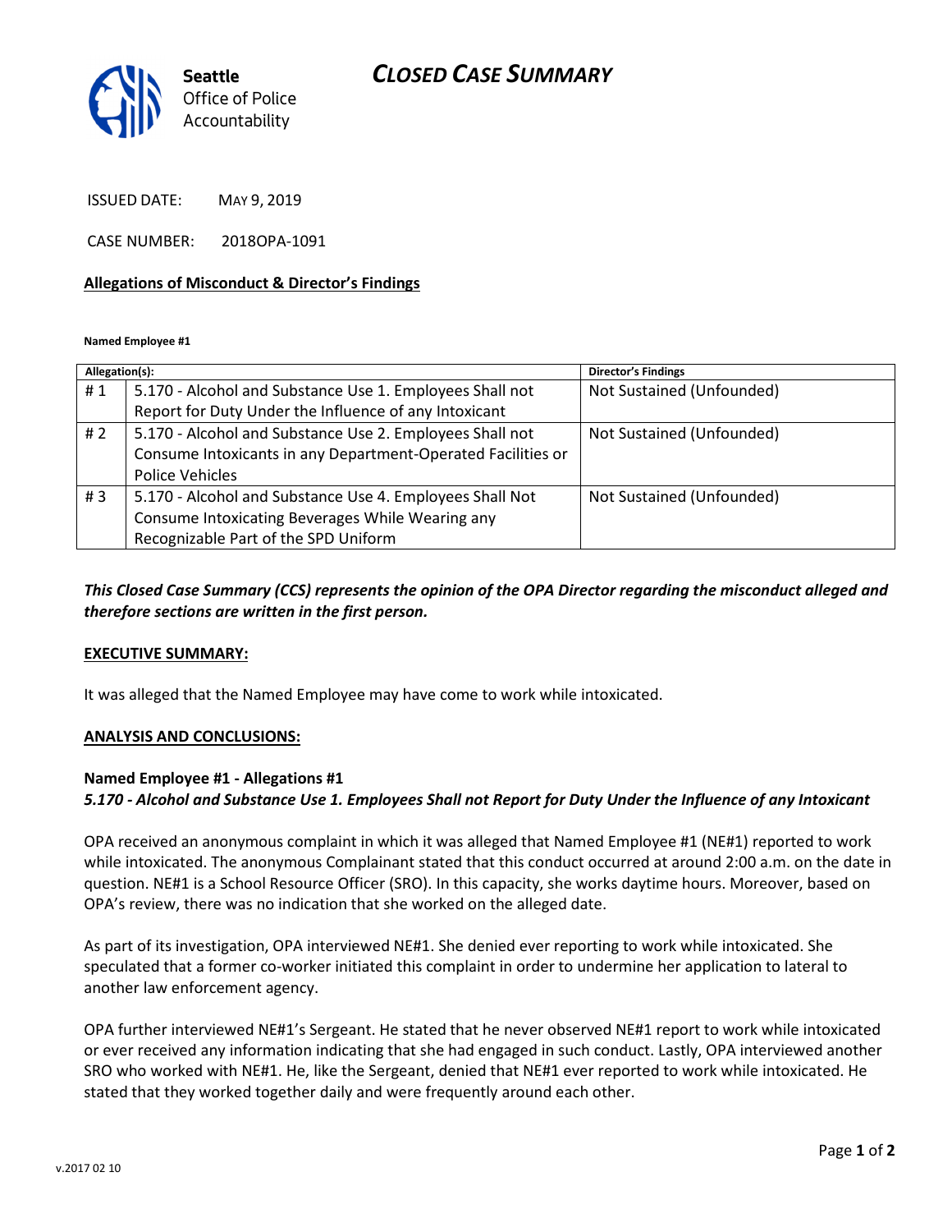Seattle Office of Police Accountability

# CLOSED CASE SUMMARY

ISSUED DATE: MAY 9, 2019

CASE NUMBER: 2018OPA-1091

**Allegations of Misconduct & Director's Findings**

**Named Employee #1**

| Allegation(s): | | Director's Findings |
|---|---|---|
| # 1 | 5.170 - Alcohol and Substance Use 1. Employees Shall not Report for Duty Under the Influence of any Intoxicant | Not Sustained (Unfounded) |
| # 2 | 5.170 - Alcohol and Substance Use 2. Employees Shall not Consume Intoxicants in any Department-Operated Facilities or Police Vehicles | Not Sustained (Unfounded) |
| # 3 | 5.170 - Alcohol and Substance Use 4. Employees Shall Not Consume Intoxicating Beverages While Wearing any Recognizable Part of the SPD Uniform | Not Sustained (Unfounded) |

***This Closed Case Summary (CCS) represents the opinion of the OPA Director regarding the misconduct alleged and therefore sections are written in the first person.***

**EXECUTIVE SUMMARY:**

It was alleged that the Named Employee may have come to work while intoxicated.

**ANALYSIS AND CONCLUSIONS:**

**Named Employee #1 - Allegations #1**
***5.170 - Alcohol and Substance Use 1. Employees Shall not Report for Duty Under the Influence of any Intoxicant***

OPA received an anonymous complaint in which it was alleged that Named Employee #1 (NE#1) reported to work while intoxicated. The anonymous Complainant stated that this conduct occurred at around 2:00 a.m. on the date in question. NE#1 is a School Resource Officer (SRO). In this capacity, she works daytime hours. Moreover, based on OPA's review, there was no indication that she worked on the alleged date.

As part of its investigation, OPA interviewed NE#1. She denied ever reporting to work while intoxicated. She speculated that a former co-worker initiated this complaint in order to undermine her application to lateral to another law enforcement agency.

OPA further interviewed NE#1's Sergeant. He stated that he never observed NE#1 report to work while intoxicated or ever received any information indicating that she had engaged in such conduct. Lastly, OPA interviewed another SRO who worked with NE#1. He, like the Sergeant, denied that NE#1 ever reported to work while intoxicated. He stated that they worked together daily and were frequently around each other.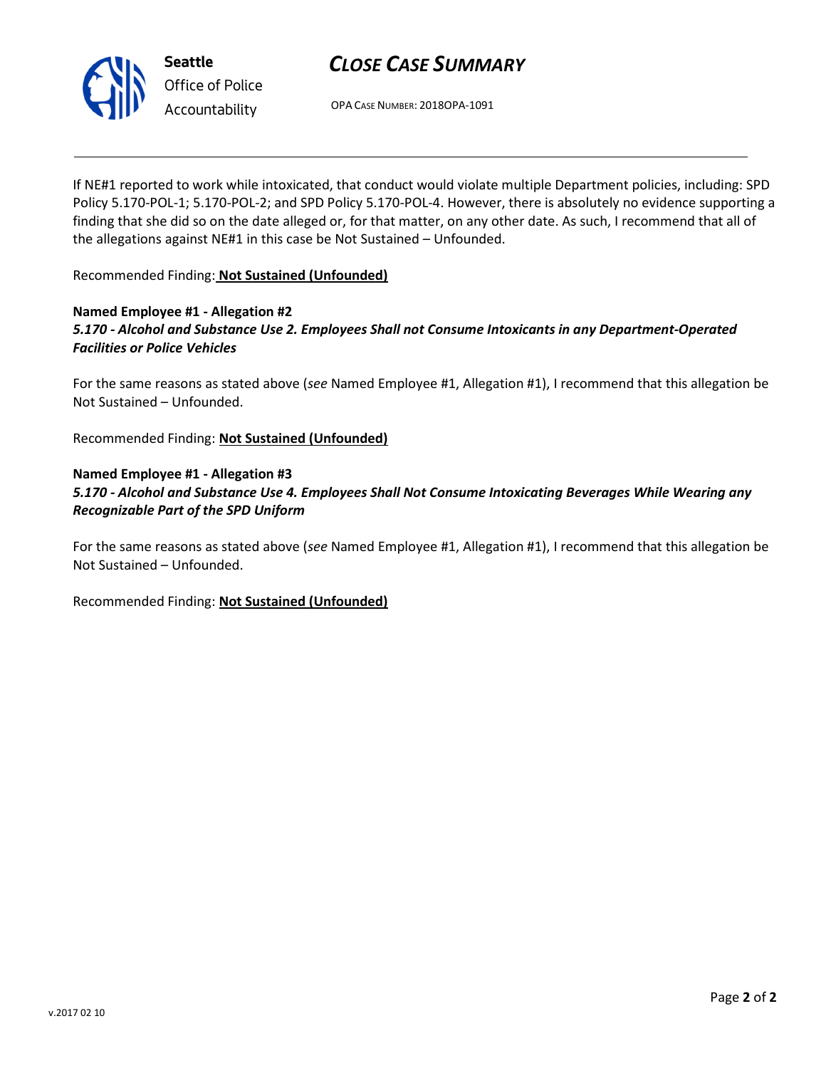If NE#1 reported to work while intoxicated, that conduct would violate multiple Department policies, including: SPD Policy 5.170-POL-1; 5.170-POL-2; and SPD Policy 5.170-POL-4. However, there is absolutely no evidence supporting a finding that she did so on the date alleged or, for that matter, on any other date. As such, I recommend that all of the allegations against NE#1 in this case be Not Sustained – Unfounded.

Recommended Finding: **Not Sustained (Unfounded)**

**Named Employee #1 - Allegation #2**
***5.170 - Alcohol and Substance Use 2. Employees Shall not Consume Intoxicants in any Department-Operated Facilities or Police Vehicles***

For the same reasons as stated above (*see* Named Employee #1, Allegation #1), I recommend that this allegation be Not Sustained – Unfounded.

Recommended Finding: **Not Sustained (Unfounded)**

**Named Employee #1 - Allegation #3**
***5.170 - Alcohol and Substance Use 4. Employees Shall Not Consume Intoxicating Beverages While Wearing any Recognizable Part of the SPD Uniform***

For the same reasons as stated above (*see* Named Employee #1, Allegation #1), I recommend that this allegation be Not Sustained – Unfounded.

Recommended Finding: **Not Sustained (Unfounded)**